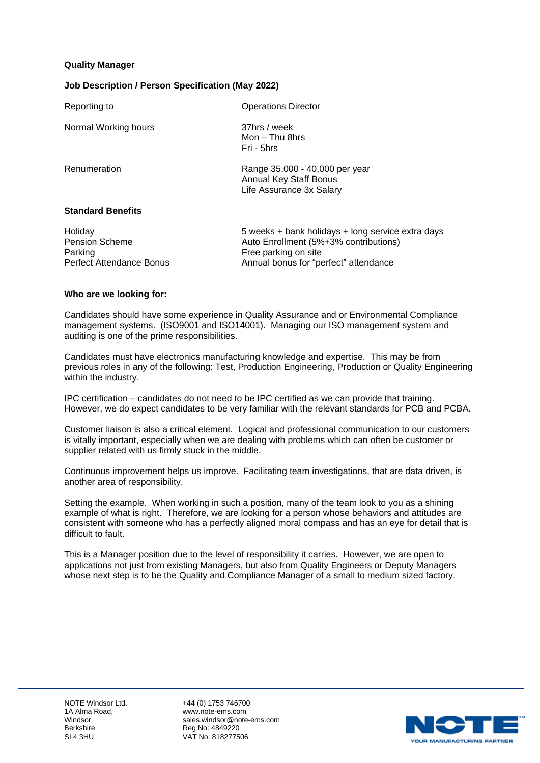**Quality Manager**

**Job Description / Person Specification (May 2022)**

| | |
|---|---|
| Reporting to | Operations Director |
| Normal Working hours | 37hrs / week<br>Mon – Thu 8hrs<br>Fri - 5hrs |
| Renumeration | Range 35,000 - 40,000 per year<br>Annual Key Staff Bonus<br>Life Assurance 3x Salary |

**Standard Benefits**

| | |
|---|---|
| Holiday | 5 weeks + bank holidays + long service extra days |
| Pension Scheme | Auto Enrollment (5%+3% contributions) |
| Parking | Free parking on site |
| Perfect Attendance Bonus | Annual bonus for "perfect" attendance |

**Who are we looking for:**

Candidates should have <u>some</u> experience in Quality Assurance and or Environmental Compliance management systems. (ISO9001 and ISO14001). Managing our ISO management system and auditing is one of the prime responsibilities.

Candidates must have electronics manufacturing knowledge and expertise. This may be from previous roles in any of the following: Test, Production Engineering, Production or Quality Engineering within the industry.

IPC certification – candidates do not need to be IPC certified as we can provide that training. However, we do expect candidates to be very familiar with the relevant standards for PCB and PCBA.

Customer liaison is also a critical element. Logical and professional communication to our customers is vitally important, especially when we are dealing with problems which can often be customer or supplier related with us firmly stuck in the middle.

Continuous improvement helps us improve. Facilitating team investigations, that are data driven, is another area of responsibility.

Setting the example. When working in such a position, many of the team look to you as a shining example of what is right. Therefore, we are looking for a person whose behaviors and attitudes are consistent with someone who has a perfectly aligned moral compass and has an eye for detail that is difficult to fault.

This is a Manager position due to the level of responsibility it carries. However, we are open to applications not just from existing Managers, but also from Quality Engineers or Deputy Managers whose next step is to be the Quality and Compliance Manager of a small to medium sized factory.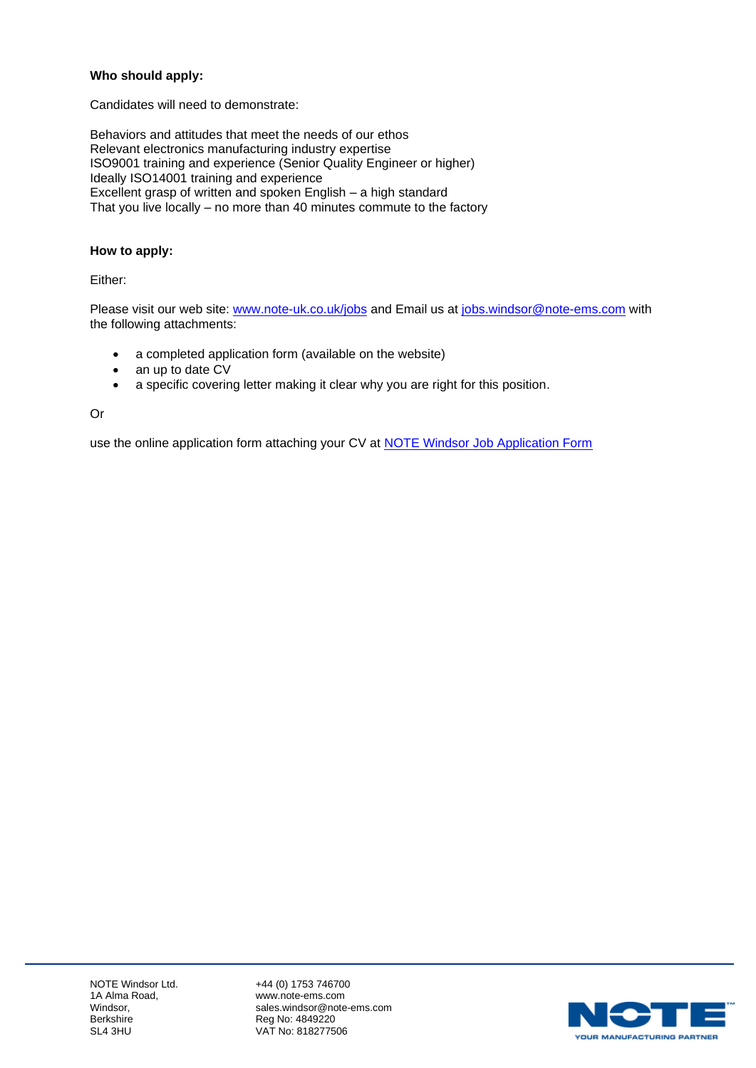**Who should apply:**

Candidates will need to demonstrate:

Behaviors and attitudes that meet the needs of our ethos
Relevant electronics manufacturing industry expertise
ISO9001 training and experience (Senior Quality Engineer or higher)
Ideally ISO14001 training and experience
Excellent grasp of written and spoken English – a high standard
That you live locally – no more than 40 minutes commute to the factory

**How to apply:**

Either:

Please visit our web site: www.note-uk.co.uk/jobs and Email us at jobs.windsor@note-ems.com with the following attachments:

- a completed application form (available on the website)
- an up to date CV
- a specific covering letter making it clear why you are right for this position.

Or

use the online application form attaching your CV at NOTE Windsor Job Application Form

NOTE Windsor Ltd.
1A Alma Road,
Windsor,
Berkshire
SL4 3HU

+44 (0) 1753 746700
www.note-ems.com
sales.windsor@note-ems.com
Reg No: 4849220
VAT No: 818277506

NOTE
YOUR MANUFACTURING PARTNER